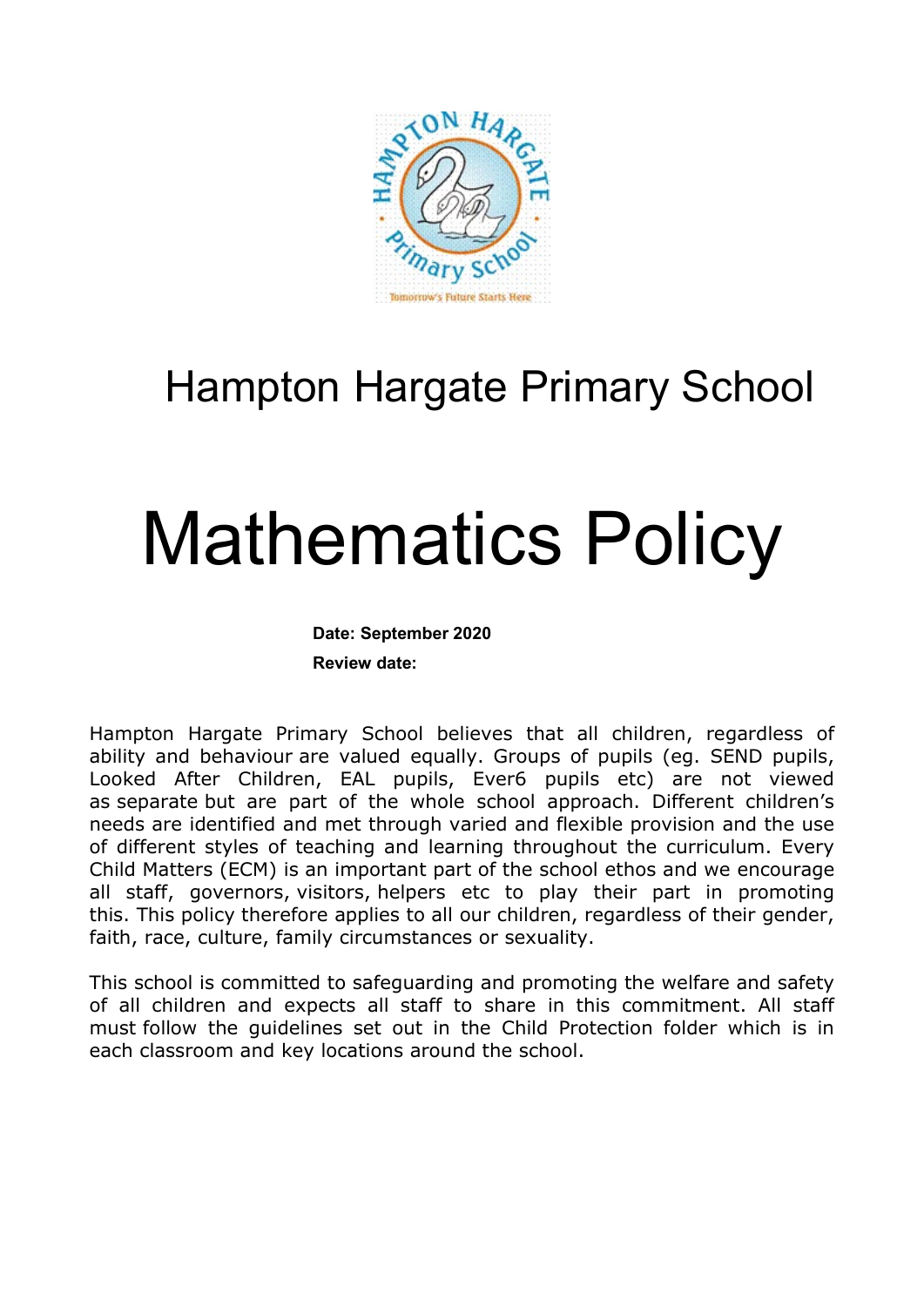Hampton Hargate Primary School

# Mathematics Policy

**Date: September 2020**

**Review date:**

Hampton Hargate Primary School believes that all children, regardless of ability and behaviour are valued equally. Groups of pupils (eg. SEND pupils, Looked After Children, EAL pupils, Ever6 pupils etc) are not viewed as separate but are part of the whole school approach. Different children's needs are identified and met through varied and flexible provision and the use of different styles of teaching and learning throughout the curriculum. Every Child Matters (ECM) is an important part of the school ethos and we encourage all staff, governors, visitors, helpers etc to play their part in promoting this. This policy therefore applies to all our children, regardless of their gender, faith, race, culture, family circumstances or sexuality.

This school is committed to safeguarding and promoting the welfare and safety of all children and expects all staff to share in this commitment. All staff must follow the guidelines set out in the Child Protection folder which is in each classroom and key locations around the school.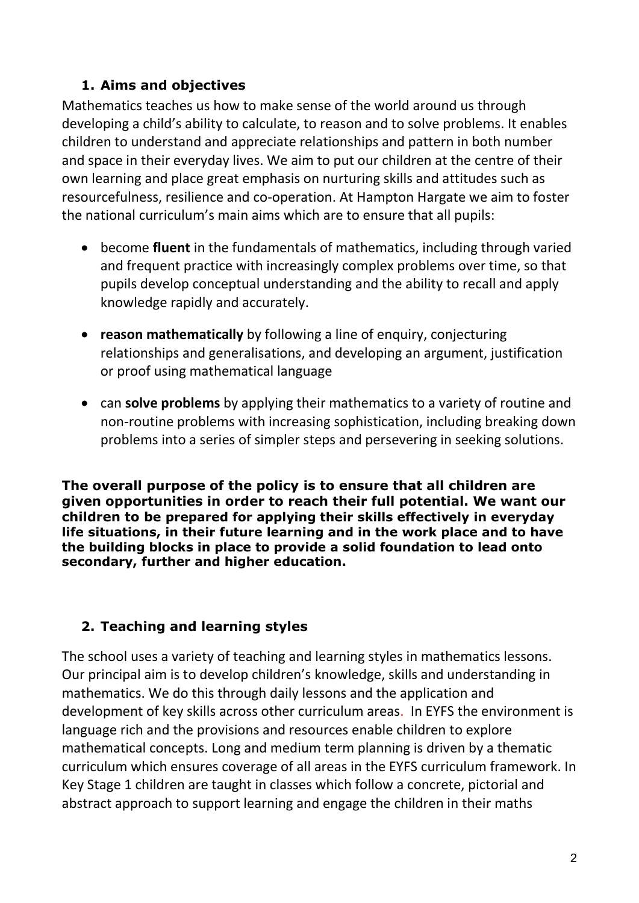## 1. Aims and objectives

Mathematics teaches us how to make sense of the world around us through developing a child's ability to calculate, to reason and to solve problems. It enables children to understand and appreciate relationships and pattern in both number and space in their everyday lives. We aim to put our children at the centre of their own learning and place great emphasis on nurturing skills and attitudes such as resourcefulness, resilience and co-operation. At Hampton Hargate we aim to foster the national curriculum's main aims which are to ensure that all pupils:

- become **fluent** in the fundamentals of mathematics, including through varied and frequent practice with increasingly complex problems over time, so that pupils develop conceptual understanding and the ability to recall and apply knowledge rapidly and accurately.
- **reason mathematically** by following a line of enquiry, conjecturing relationships and generalisations, and developing an argument, justification or proof using mathematical language
- can **solve problems** by applying their mathematics to a variety of routine and non-routine problems with increasing sophistication, including breaking down problems into a series of simpler steps and persevering in seeking solutions.

**The overall purpose of the policy is to ensure that all children are given opportunities in order to reach their full potential. We want our children to be prepared for applying their skills effectively in everyday life situations, in their future learning and in the work place and to have the building blocks in place to provide a solid foundation to lead onto secondary, further and higher education.**

## 2. Teaching and learning styles

The school uses a variety of teaching and learning styles in mathematics lessons. Our principal aim is to develop children's knowledge, skills and understanding in mathematics. We do this through daily lessons and the application and development of key skills across other curriculum areas. In EYFS the environment is language rich and the provisions and resources enable children to explore mathematical concepts. Long and medium term planning is driven by a thematic curriculum which ensures coverage of all areas in the EYFS curriculum framework. In Key Stage 1 children are taught in classes which follow a concrete, pictorial and abstract approach to support learning and engage the children in their maths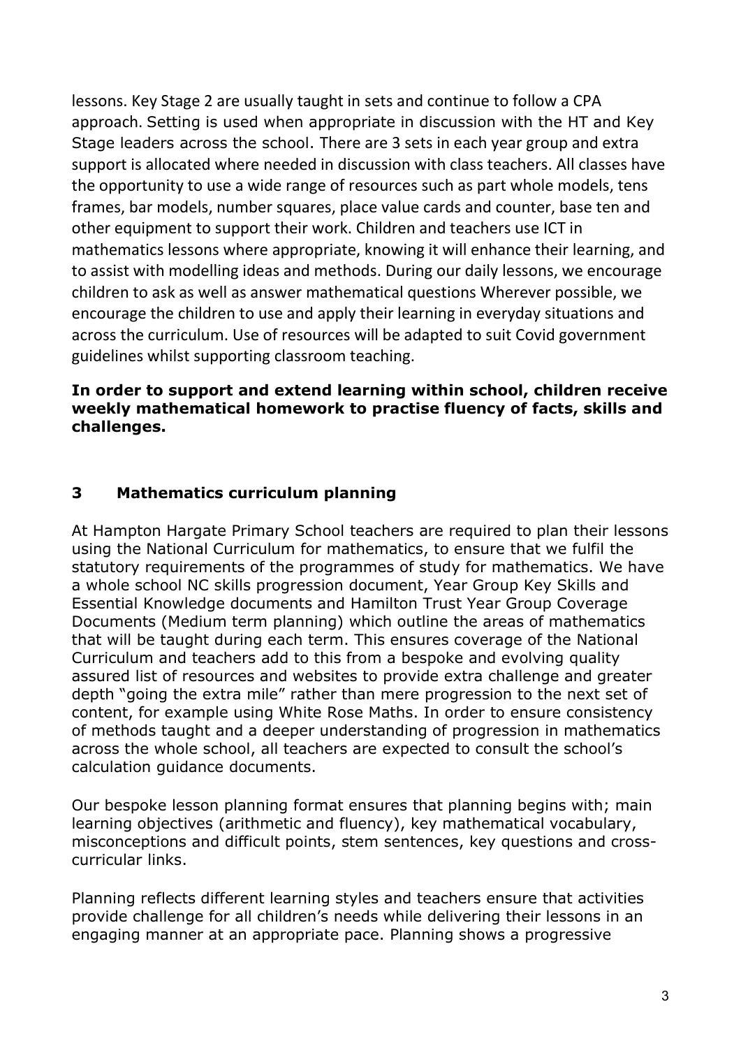lessons. Key Stage 2 are usually taught in sets and continue to follow a CPA approach. Setting is used when appropriate in discussion with the HT and Key Stage leaders across the school. There are 3 sets in each year group and extra support is allocated where needed in discussion with class teachers. All classes have the opportunity to use a wide range of resources such as part whole models, tens frames, bar models, number squares, place value cards and counter, base ten and other equipment to support their work. Children and teachers use ICT in mathematics lessons where appropriate, knowing it will enhance their learning, and to assist with modelling ideas and methods. During our daily lessons, we encourage children to ask as well as answer mathematical questions Wherever possible, we encourage the children to use and apply their learning in everyday situations and across the curriculum. Use of resources will be adapted to suit Covid government guidelines whilst supporting classroom teaching.

**In order to support and extend learning within school, children receive weekly mathematical homework to practise fluency of facts, skills and challenges.**

## 3 Mathematics curriculum planning

At Hampton Hargate Primary School teachers are required to plan their lessons using the National Curriculum for mathematics, to ensure that we fulfil the statutory requirements of the programmes of study for mathematics. We have a whole school NC skills progression document, Year Group Key Skills and Essential Knowledge documents and Hamilton Trust Year Group Coverage Documents (Medium term planning) which outline the areas of mathematics that will be taught during each term. This ensures coverage of the National Curriculum and teachers add to this from a bespoke and evolving quality assured list of resources and websites to provide extra challenge and greater depth "going the extra mile" rather than mere progression to the next set of content, for example using White Rose Maths. In order to ensure consistency of methods taught and a deeper understanding of progression in mathematics across the whole school, all teachers are expected to consult the school's calculation guidance documents.

Our bespoke lesson planning format ensures that planning begins with; main learning objectives (arithmetic and fluency), key mathematical vocabulary, misconceptions and difficult points, stem sentences, key questions and cross-curricular links.

Planning reflects different learning styles and teachers ensure that activities provide challenge for all children's needs while delivering their lessons in an engaging manner at an appropriate pace. Planning shows a progressive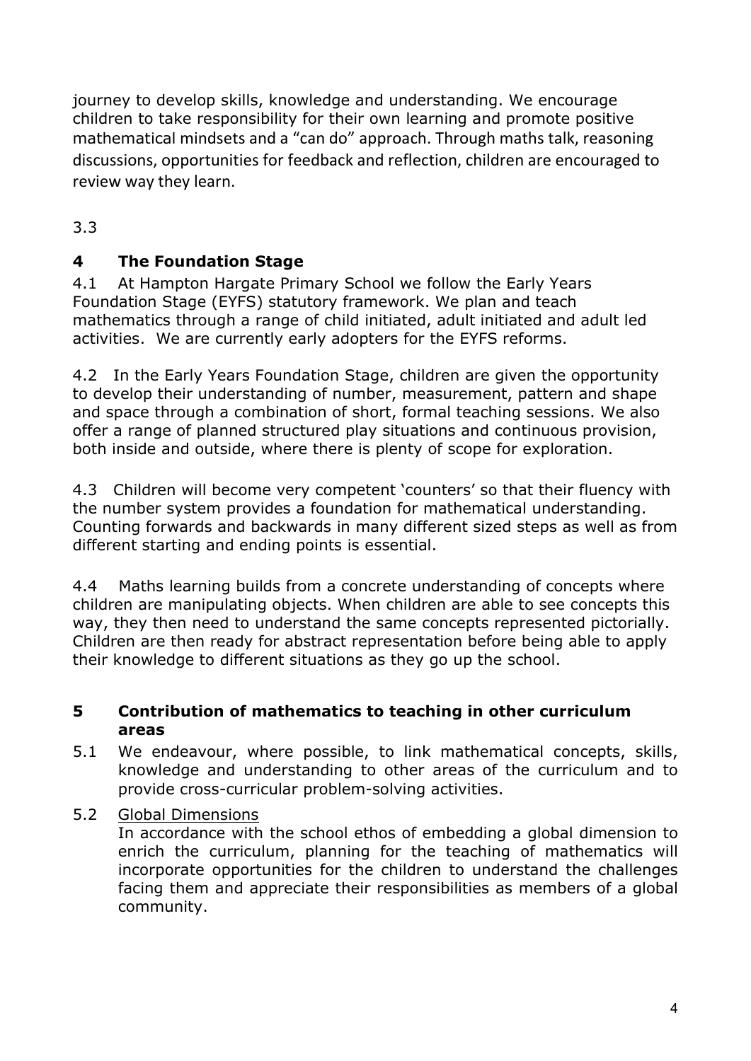journey to develop skills, knowledge and understanding. We encourage children to take responsibility for their own learning and promote positive mathematical mindsets and a "can do" approach. Through maths talk, reasoning discussions, opportunities for feedback and reflection, children are encouraged to review way they learn.

3.3

## 4 The Foundation Stage

4.1 At Hampton Hargate Primary School we follow the Early Years Foundation Stage (EYFS) statutory framework. We plan and teach mathematics through a range of child initiated, adult initiated and adult led activities. We are currently early adopters for the EYFS reforms.

4.2 In the Early Years Foundation Stage, children are given the opportunity to develop their understanding of number, measurement, pattern and shape and space through a combination of short, formal teaching sessions. We also offer a range of planned structured play situations and continuous provision, both inside and outside, where there is plenty of scope for exploration.

4.3 Children will become very competent 'counters' so that their fluency with the number system provides a foundation for mathematical understanding. Counting forwards and backwards in many different sized steps as well as from different starting and ending points is essential.

4.4 Maths learning builds from a concrete understanding of concepts where children are manipulating objects. When children are able to see concepts this way, they then need to understand the same concepts represented pictorially. Children are then ready for abstract representation before being able to apply their knowledge to different situations as they go up the school.

## 5 Contribution of mathematics to teaching in other curriculum areas

5.1 We endeavour, where possible, to link mathematical concepts, skills, knowledge and understanding to other areas of the curriculum and to provide cross-curricular problem-solving activities.

5.2 Global Dimensions
In accordance with the school ethos of embedding a global dimension to enrich the curriculum, planning for the teaching of mathematics will incorporate opportunities for the children to understand the challenges facing them and appreciate their responsibilities as members of a global community.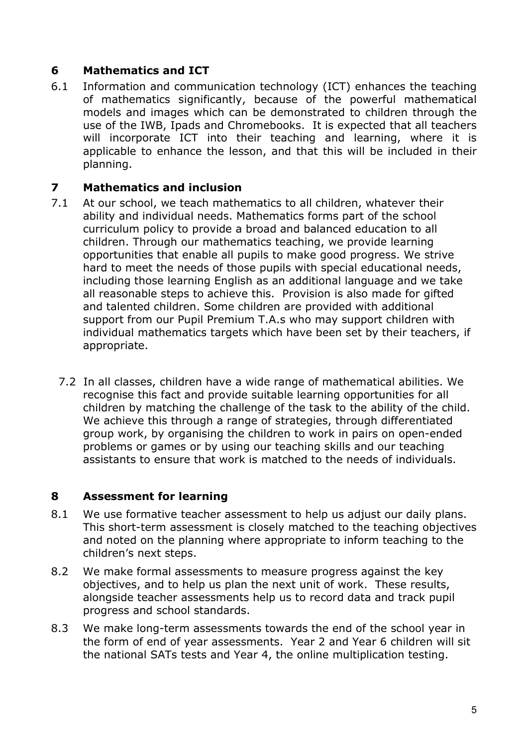## 6 Mathematics and ICT

6.1 Information and communication technology (ICT) enhances the teaching of mathematics significantly, because of the powerful mathematical models and images which can be demonstrated to children through the use of the IWB, Ipads and Chromebooks. It is expected that all teachers will incorporate ICT into their teaching and learning, where it is applicable to enhance the lesson, and that this will be included in their planning.

## 7 Mathematics and inclusion

7.1 At our school, we teach mathematics to all children, whatever their ability and individual needs. Mathematics forms part of the school curriculum policy to provide a broad and balanced education to all children. Through our mathematics teaching, we provide learning opportunities that enable all pupils to make good progress. We strive hard to meet the needs of those pupils with special educational needs, including those learning English as an additional language and we take all reasonable steps to achieve this. Provision is also made for gifted and talented children. Some children are provided with additional support from our Pupil Premium T.A.s who may support children with individual mathematics targets which have been set by their teachers, if appropriate.

7.2 In all classes, children have a wide range of mathematical abilities. We recognise this fact and provide suitable learning opportunities for all children by matching the challenge of the task to the ability of the child. We achieve this through a range of strategies, through differentiated group work, by organising the children to work in pairs on open-ended problems or games or by using our teaching skills and our teaching assistants to ensure that work is matched to the needs of individuals.

## 8 Assessment for learning

8.1 We use formative teacher assessment to help us adjust our daily plans. This short-term assessment is closely matched to the teaching objectives and noted on the planning where appropriate to inform teaching to the children's next steps.

8.2 We make formal assessments to measure progress against the key objectives, and to help us plan the next unit of work. These results, alongside teacher assessments help us to record data and track pupil progress and school standards.

8.3 We make long-term assessments towards the end of the school year in the form of end of year assessments. Year 2 and Year 6 children will sit the national SATs tests and Year 4, the online multiplication testing.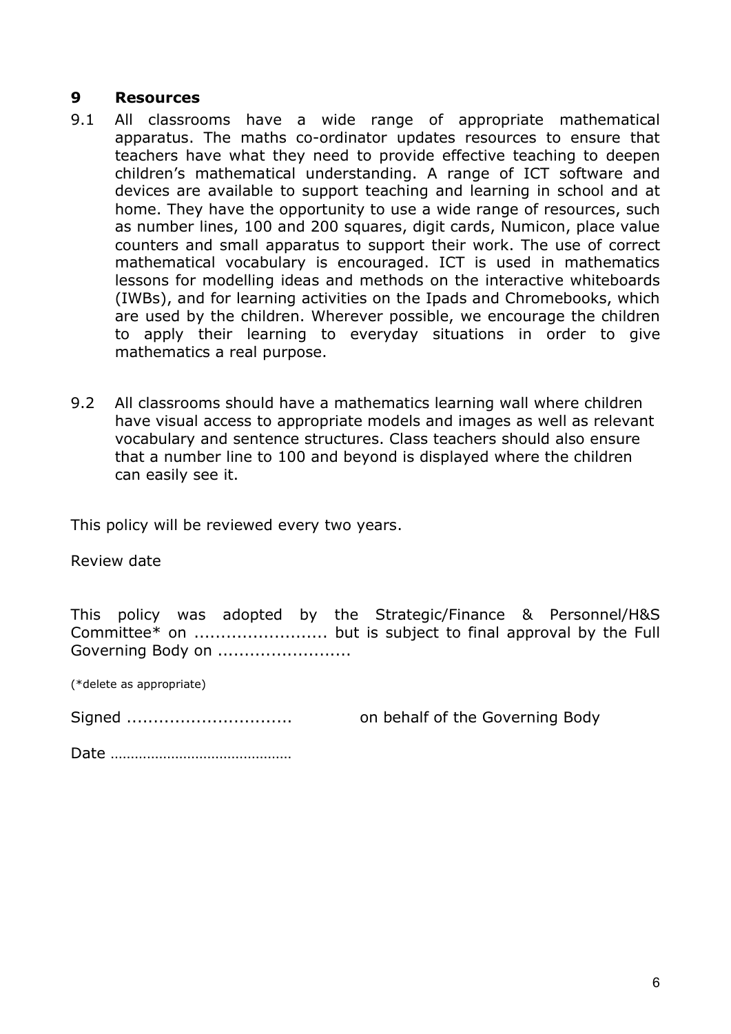## 9 Resources

9.1 All classrooms have a wide range of appropriate mathematical apparatus. The maths co-ordinator updates resources to ensure that teachers have what they need to provide effective teaching to deepen children's mathematical understanding. A range of ICT software and devices are available to support teaching and learning in school and at home. They have the opportunity to use a wide range of resources, such as number lines, 100 and 200 squares, digit cards, Numicon, place value counters and small apparatus to support their work. The use of correct mathematical vocabulary is encouraged. ICT is used in mathematics lessons for modelling ideas and methods on the interactive whiteboards (IWBs), and for learning activities on the Ipads and Chromebooks, which are used by the children. Wherever possible, we encourage the children to apply their learning to everyday situations in order to give mathematics a real purpose.

9.2 All classrooms should have a mathematics learning wall where children have visual access to appropriate models and images as well as relevant vocabulary and sentence structures. Class teachers should also ensure that a number line to 100 and beyond is displayed where the children can easily see it.

This policy will be reviewed every two years.

Review date

This policy was adopted by the Strategic/Finance & Personnel/H&S Committee* on ......................... but is subject to final approval by the Full Governing Body on .........................

(*delete as appropriate)

Signed ............................... on behalf of the Governing Body

Date ………………………………………